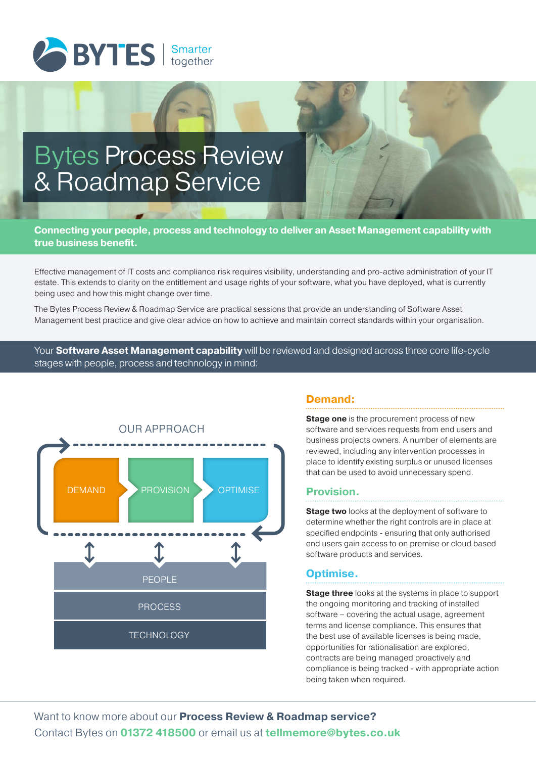BYTES | Smarter together

# Bytes Process Review & Roadmap Service

**Connecting your people, process and technology to deliver an Asset Management capability with true business benefit.**

Effective management of IT costs and compliance risk requires visibility, understanding and pro-active administration of your IT estate. This extends to clarity on the entitlement and usage rights of your software, what you have deployed, what is currently being used and how this might change over time.

The Bytes Process Review & Roadmap Service are practical sessions that provide an understanding of Software Asset Management best practice and give clear advice on how to achieve and maintain correct standards within your organisation.

Your **Software Asset Management capability** will be reviewed and designed across three core life-cycle stages with people, process and technology in mind:

OUR APPROACH

DEMAND → PROVISION → OPTIMISE

PEOPLE

PROCESS

TECHNOLOGY

## Demand:

**Stage one** is the procurement process of new software and services requests from end users and business projects owners. A number of elements are reviewed, including any intervention processes in place to identify existing surplus or unused licenses that can be used to avoid unnecessary spend.

## Provision.

**Stage two** looks at the deployment of software to determine whether the right controls are in place at specified endpoints - ensuring that only authorised end users gain access to on premise or cloud based software products and services.

## Optimise.

**Stage three** looks at the systems in place to support the ongoing monitoring and tracking of installed software – covering the actual usage, agreement terms and license compliance. This ensures that the best use of available licenses is being made, opportunities for rationalisation are explored, contracts are being managed proactively and compliance is being tracked - with appropriate action being taken when required.

Want to know more about our **Process Review & Roadmap service?**
Contact Bytes on **01372 418500** or email us at **tellmemore@bytes.co.uk**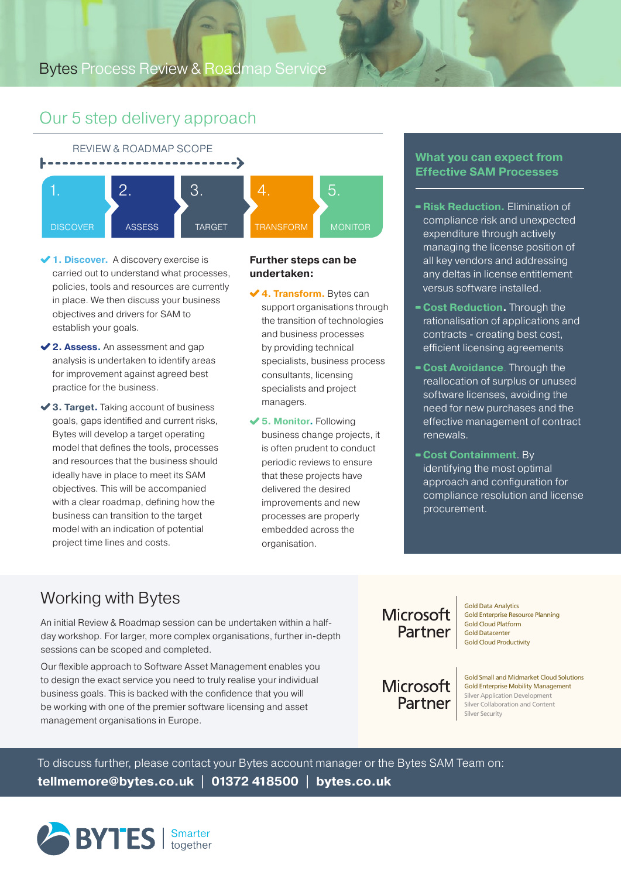# Bytes Process Review & Roadmap Service

## Our 5 step delivery approach

REVIEW & ROADMAP SCOPE

1. DISCOVER
2. ASSESS
3. TARGET
4. TRANSFORM
5. MONITOR

- **1. Discover.** A discovery exercise is carried out to understand what processes, policies, tools and resources are currently in place. We then discuss your business objectives and drivers for SAM to establish your goals.
- **2. Assess.** An assessment and gap analysis is undertaken to identify areas for improvement against agreed best practice for the business.
- **3. Target.** Taking account of business goals, gaps identified and current risks, Bytes will develop a target operating model that defines the tools, processes and resources that the business should ideally have in place to meet its SAM objectives. This will be accompanied with a clear roadmap, defining how the business can transition to the target model with an indication of potential project time lines and costs.

**Further steps can be undertaken:**

- **4. Transform.** Bytes can support organisations through the transition of technologies and business processes by providing technical specialists, business process consultants, licensing specialists and project managers.
- **5. Monitor.** Following business change projects, it is often prudent to conduct periodic reviews to ensure that these projects have delivered the desired improvements and new processes are properly embedded across the organisation.

### What you can expect from Effective SAM Processes

- **Risk Reduction.** Elimination of compliance risk and unexpected expenditure through actively managing the license position of all key vendors and addressing any deltas in license entitlement versus software installed.
- **Cost Reduction.** Through the rationalisation of applications and contracts - creating best cost, efficient licensing agreements
- **Cost Avoidance.** Through the reallocation of surplus or unused software licenses, avoiding the need for new purchases and the effective management of contract renewals.
- **Cost Containment.** By identifying the most optimal approach and configuration for compliance resolution and license procurement.

## Working with Bytes

An initial Review & Roadmap session can be undertaken within a half-day workshop. For larger, more complex organisations, further in-depth sessions can be scoped and completed.

Our flexible approach to Software Asset Management enables you to design the exact service you need to truly realise your individual business goals. This is backed with the confidence that you will be working with one of the premier software licensing and asset management organisations in Europe.

Microsoft Partner

Gold Data Analytics
Gold Enterprise Resource Planning
Gold Cloud Platform
Gold Datacenter
Gold Cloud Productivity

Microsoft Partner

Gold Small and Midmarket Cloud Solutions
Gold Enterprise Mobility Management
Silver Application Development
Silver Collaboration and Content
Silver Security

To discuss further, please contact your Bytes account manager or the Bytes SAM Team on:

**tellmemore@bytes.co.uk | 01372 418500 | bytes.co.uk**

BYTES | Smarter together